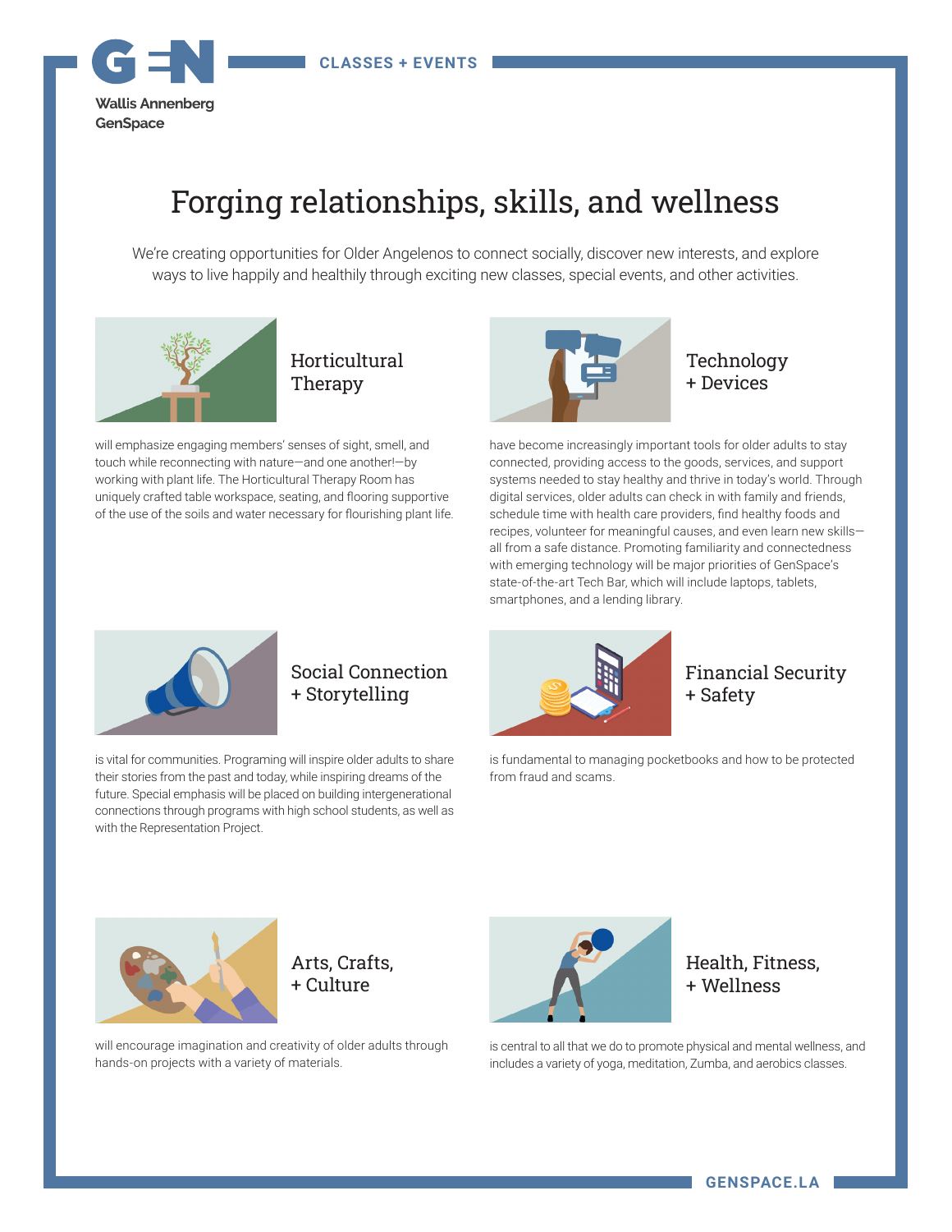Wallis Annenberg GenSpace

CLASSES + EVENTS

# Forging relationships, skills, and wellness

We're creating opportunities for Older Angelenos to connect socially, discover new interests, and explore ways to live happily and healthily through exciting new classes, special events, and other activities.

## Horticultural Therapy

will emphasize engaging members' senses of sight, smell, and touch while reconnecting with nature—and one another!—by working with plant life. The Horticultural Therapy Room has uniquely crafted table workspace, seating, and flooring supportive of the use of the soils and water necessary for flourishing plant life.

## Technology + Devices

have become increasingly important tools for older adults to stay connected, providing access to the goods, services, and support systems needed to stay healthy and thrive in today's world. Through digital services, older adults can check in with family and friends, schedule time with health care providers, find healthy foods and recipes, volunteer for meaningful causes, and even learn new skills—all from a safe distance. Promoting familiarity and connectedness with emerging technology will be major priorities of GenSpace's state-of-the-art Tech Bar, which will include laptops, tablets, smartphones, and a lending library.

## Social Connection + Storytelling

is vital for communities. Programing will inspire older adults to share their stories from the past and today, while inspiring dreams of the future. Special emphasis will be placed on building intergenerational connections through programs with high school students, as well as with the Representation Project.

## Financial Security + Safety

is fundamental to managing pocketbooks and how to be protected from fraud and scams.

## Arts, Crafts, + Culture

will encourage imagination and creativity of older adults through hands-on projects with a variety of materials.

## Health, Fitness, + Wellness

is central to all that we do to promote physical and mental wellness, and includes a variety of yoga, meditation, Zumba, and aerobics classes.

GENSPACE.LA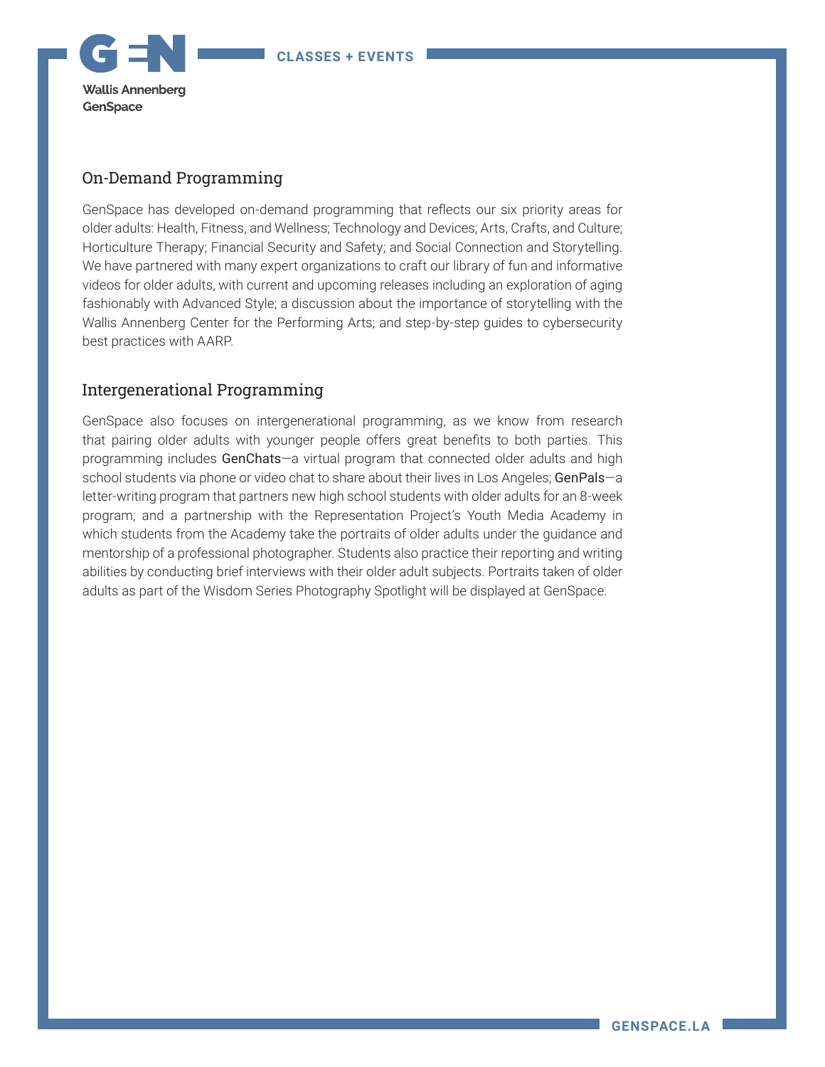## On-Demand Programming

GenSpace has developed on-demand programming that reflects our six priority areas for older adults: Health, Fitness, and Wellness; Technology and Devices; Arts, Crafts, and Culture; Horticulture Therapy; Financial Security and Safety; and Social Connection and Storytelling. We have partnered with many expert organizations to craft our library of fun and informative videos for older adults, with current and upcoming releases including an exploration of aging fashionably with Advanced Style; a discussion about the importance of storytelling with the Wallis Annenberg Center for the Performing Arts; and step-by-step guides to cybersecurity best practices with AARP.

## Intergenerational Programming

GenSpace also focuses on intergenerational programming, as we know from research that pairing older adults with younger people offers great benefits to both parties. This programming includes GenChats—a virtual program that connected older adults and high school students via phone or video chat to share about their lives in Los Angeles; GenPals—a letter-writing program that partners new high school students with older adults for an 8-week program; and a partnership with the Representation Project's Youth Media Academy in which students from the Academy take the portraits of older adults under the guidance and mentorship of a professional photographer. Students also practice their reporting and writing abilities by conducting brief interviews with their older adult subjects. Portraits taken of older adults as part of the Wisdom Series Photography Spotlight will be displayed at GenSpace.